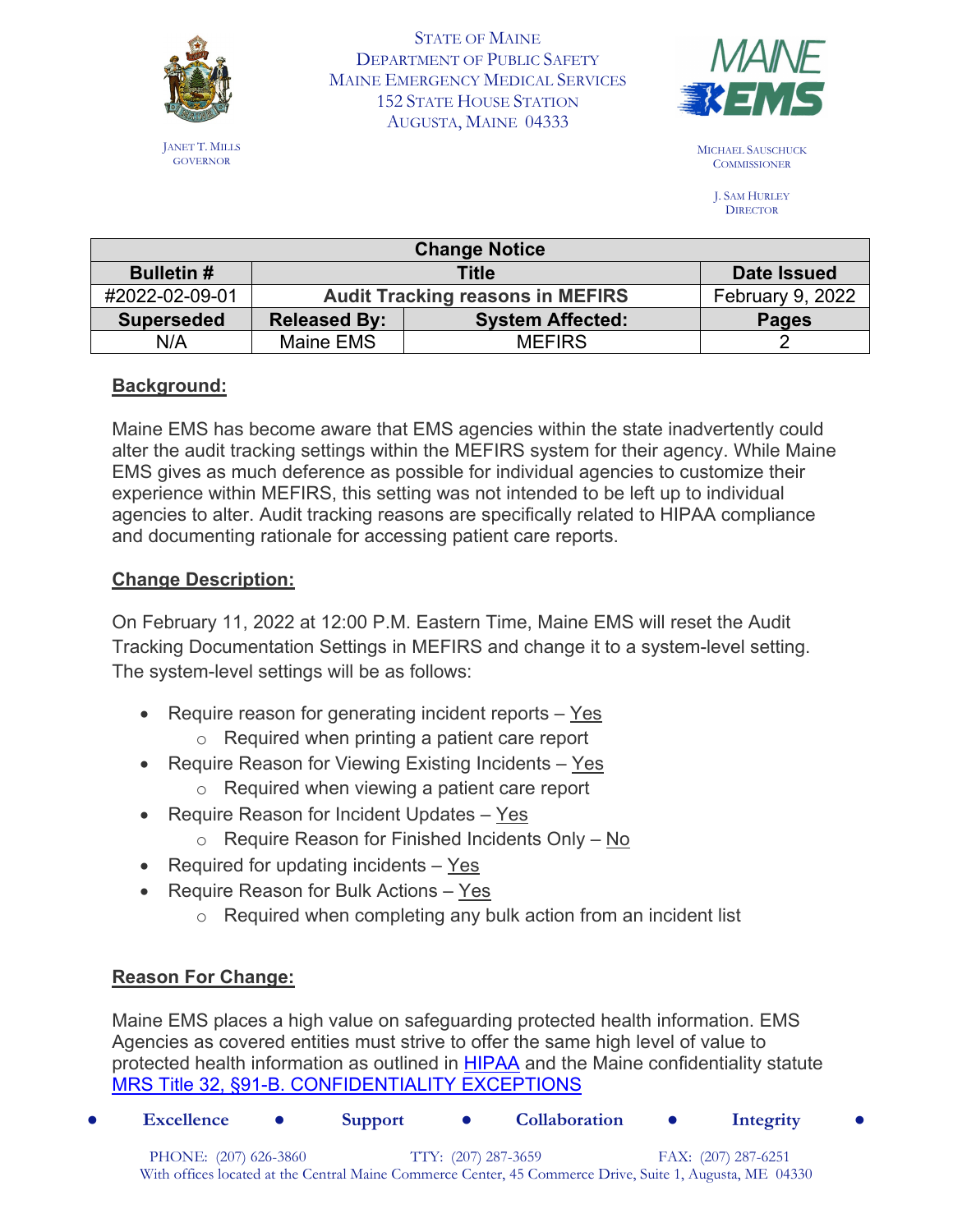State of Maine
Department of Public Safety
Maine Emergency Medical Services
152 State House Station
Augusta, Maine 04333

Janet T. Mills
Governor

Michael Sauschuck
Commissioner

J. Sam Hurley
Director

| Change Notice | | | |
|---|---|---|---|
| **Bulletin #** | **Title** | | **Date Issued** |
| #2022-02-09-01 | **Audit Tracking reasons in MEFIRS** | | February 9, 2022 |
| **Superseded** | **Released By:** | **System Affected:** | **Pages** |
| N/A | Maine EMS | MEFIRS | 2 |

## Background:

Maine EMS has become aware that EMS agencies within the state inadvertently could alter the audit tracking settings within the MEFIRS system for their agency. While Maine EMS gives as much deference as possible for individual agencies to customize their experience within MEFIRS, this setting was not intended to be left up to individual agencies to alter. Audit tracking reasons are specifically related to HIPAA compliance and documenting rationale for accessing patient care reports.

## Change Description:

On February 11, 2022 at 12:00 P.M. Eastern Time, Maine EMS will reset the Audit Tracking Documentation Settings in MEFIRS and change it to a system-level setting. The system-level settings will be as follows:

- Require reason for generating incident reports – Yes
  - Required when printing a patient care report
- Require Reason for Viewing Existing Incidents – Yes
  - Required when viewing a patient care report
- Require Reason for Incident Updates – Yes
  - Require Reason for Finished Incidents Only – No
- Required for updating incidents – Yes
- Require Reason for Bulk Actions – Yes
  - Required when completing any bulk action from an incident list

## Reason For Change:

Maine EMS places a high value on safeguarding protected health information. EMS Agencies as covered entities must strive to offer the same high level of value to protected health information as outlined in HIPAA and the Maine confidentiality statute MRS Title 32, §91-B. CONFIDENTIALITY EXCEPTIONS

• Excellence • Support • Collaboration • Integrity •

PHONE: (207) 626-3860 TTY: (207) 287-3659 FAX: (207) 287-6251
With offices located at the Central Maine Commerce Center, 45 Commerce Drive, Suite 1, Augusta, ME 04330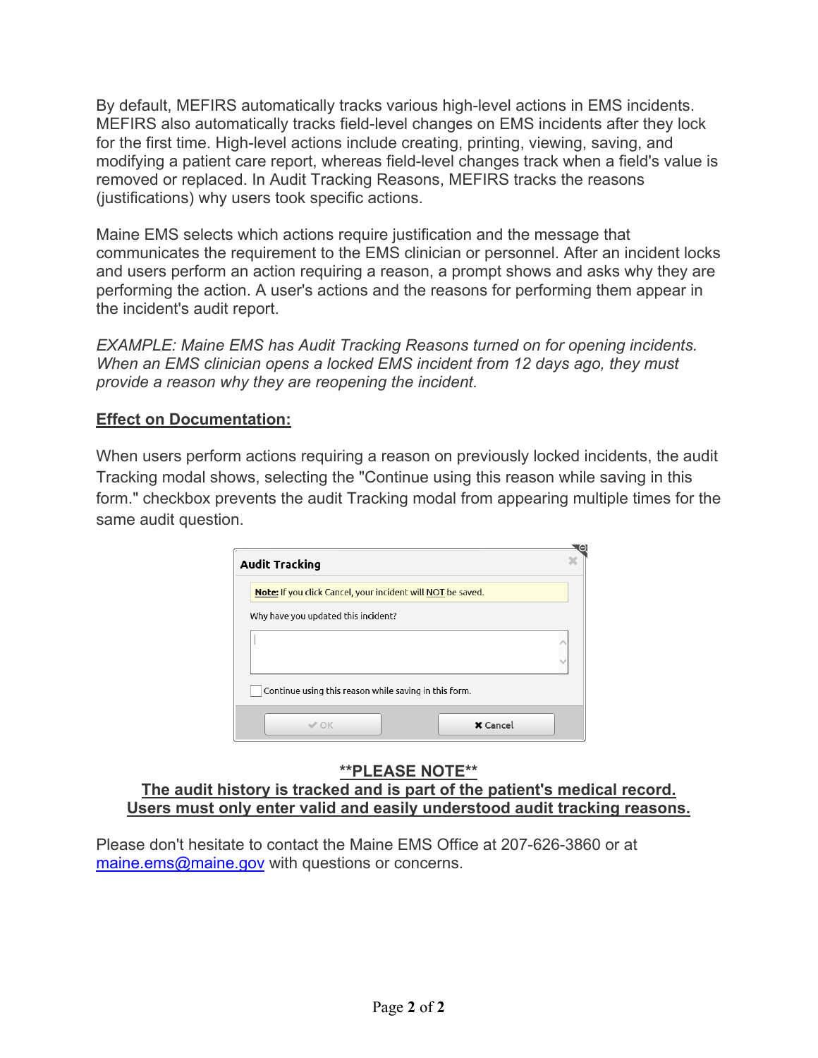By default, MEFIRS automatically tracks various high-level actions in EMS incidents. MEFIRS also automatically tracks field-level changes on EMS incidents after they lock for the first time. High-level actions include creating, printing, viewing, saving, and modifying a patient care report, whereas field-level changes track when a field's value is removed or replaced. In Audit Tracking Reasons, MEFIRS tracks the reasons (justifications) why users took specific actions.

Maine EMS selects which actions require justification and the message that communicates the requirement to the EMS clinician or personnel. After an incident locks and users perform an action requiring a reason, a prompt shows and asks why they are performing the action. A user's actions and the reasons for performing them appear in the incident's audit report.

*EXAMPLE: Maine EMS has Audit Tracking Reasons turned on for opening incidents. When an EMS clinician opens a locked EMS incident from 12 days ago, they must provide a reason why they are reopening the incident.*

## Effect on Documentation:

When users perform actions requiring a reason on previously locked incidents, the audit Tracking modal shows, selecting the "Continue using this reason while saving in this form." checkbox prevents the audit Tracking modal from appearing multiple times for the same audit question.

**Audit Tracking**

**Note:** If you click Cancel, your incident will NOT be saved.

Why have you updated this incident?

Continue using this reason while saving in this form.

OK

Cancel

**\*\*PLEASE NOTE\*\***
**The audit history is tracked and is part of the patient's medical record.**
**Users must only enter valid and easily understood audit tracking reasons.**

Please don't hesitate to contact the Maine EMS Office at 207-626-3860 or at [maine.ems@maine.gov](mailto:maine.ems@maine.gov) with questions or concerns.